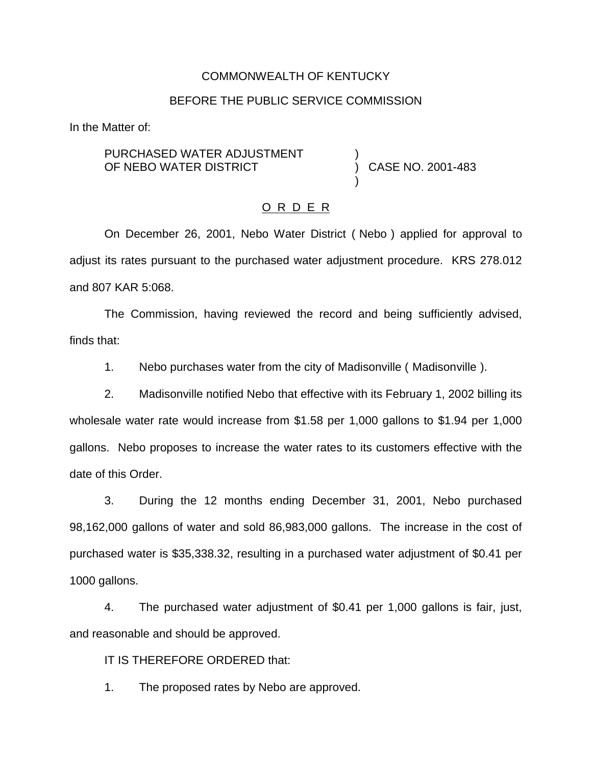COMMONWEALTH OF KENTUCKY

BEFORE THE PUBLIC SERVICE COMMISSION

In the Matter of:

| | | |
|---|---|---|
| PURCHASED WATER ADJUSTMENT OF NEBO WATER DISTRICT | ) | CASE NO. 2001-483 |

## O R D E R

On December 26, 2001, Nebo Water District ( Nebo ) applied for approval to adjust its rates pursuant to the purchased water adjustment procedure. KRS 278.012 and 807 KAR 5:068.

The Commission, having reviewed the record and being sufficiently advised, finds that:

1. Nebo purchases water from the city of Madisonville ( Madisonville ).

2. Madisonville notified Nebo that effective with its February 1, 2002 billing its wholesale water rate would increase from $1.58 per 1,000 gallons to $1.94 per 1,000 gallons. Nebo proposes to increase the water rates to its customers effective with the date of this Order.

3. During the 12 months ending December 31, 2001, Nebo purchased 98,162,000 gallons of water and sold 86,983,000 gallons. The increase in the cost of purchased water is $35,338.32, resulting in a purchased water adjustment of $0.41 per 1000 gallons.

4. The purchased water adjustment of $0.41 per 1,000 gallons is fair, just, and reasonable and should be approved.

IT IS THEREFORE ORDERED that:

1. The proposed rates by Nebo are approved.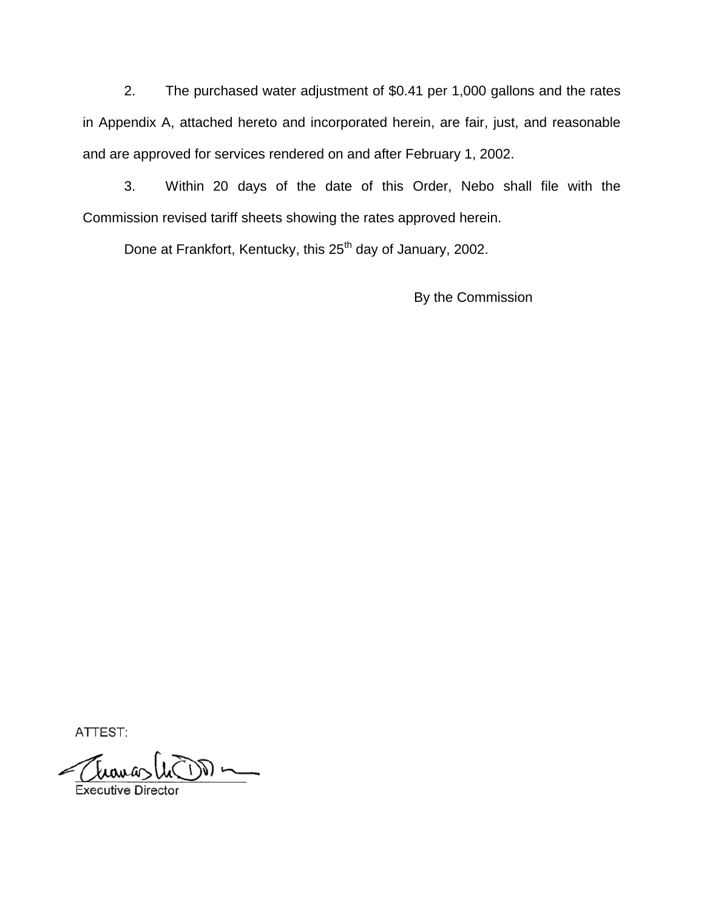2. The purchased water adjustment of \$0.41 per 1,000 gallons and the rates in Appendix A, attached hereto and incorporated herein, are fair, just, and reasonable and are approved for services rendered on and after February 1, 2002.

3. Within 20 days of the date of this Order, Nebo shall file with the Commission revised tariff sheets showing the rates approved herein.

Done at Frankfort, Kentucky, this 25th day of January, 2002.

By the Commission

ATTEST:

Executive Director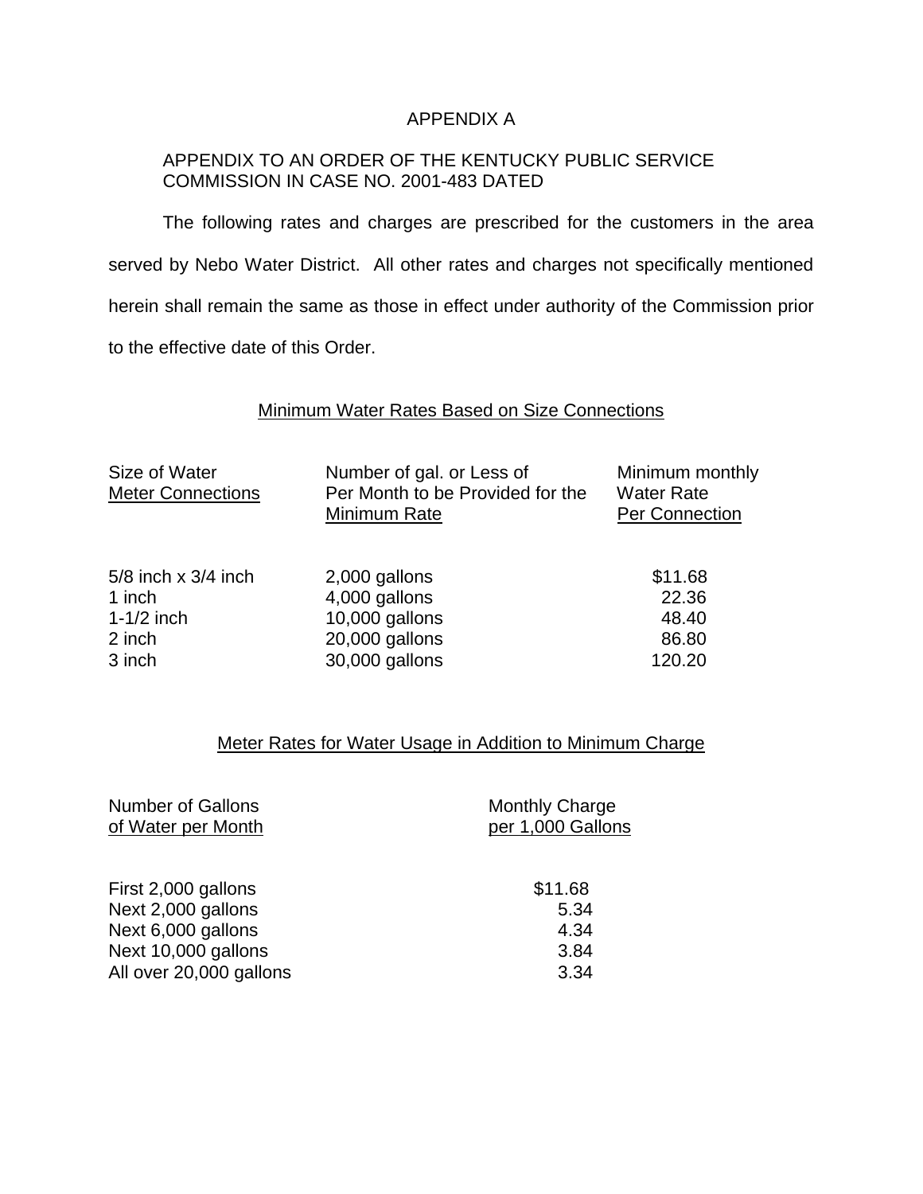# APPENDIX A

APPENDIX TO AN ORDER OF THE KENTUCKY PUBLIC SERVICE COMMISSION IN CASE NO. 2001-483 DATED

The following rates and charges are prescribed for the customers in the area served by Nebo Water District. All other rates and charges not specifically mentioned herein shall remain the same as those in effect under authority of the Commission prior to the effective date of this Order.

## Minimum Water Rates Based on Size Connections

| Size of Water Meter Connections | Number of gal. or Less of Per Month to be Provided for the Minimum Rate | Minimum monthly Water Rate Per Connection |
|---|---|---|
| 5/8 inch x 3/4 inch | 2,000 gallons | $11.68 |
| 1 inch | 4,000 gallons | 22.36 |
| 1-1/2 inch | 10,000 gallons | 48.40 |
| 2 inch | 20,000 gallons | 86.80 |
| 3 inch | 30,000 gallons | 120.20 |

## Meter Rates for Water Usage in Addition to Minimum Charge

| Number of Gallons of Water per Month | Monthly Charge per 1,000 Gallons |
|---|---|
| First 2,000 gallons | $11.68 |
| Next 2,000 gallons | 5.34 |
| Next 6,000 gallons | 4.34 |
| Next 10,000 gallons | 3.84 |
| All over 20,000 gallons | 3.34 |